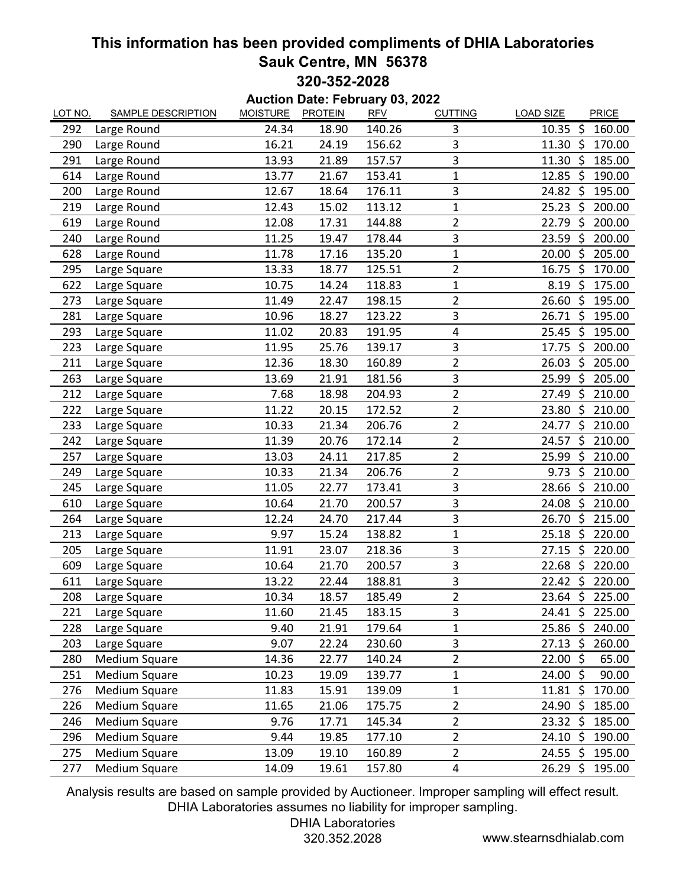# This information has been provided compliments of DHIA Laboratories
# Sauk Centre, MN 56378
# 320-352-2028

**Auction Date: February 03, 2022**

| LOT NO. | SAMPLE DESCRIPTION | MOISTURE | PROTEIN | RFV | CUTTING | LOAD SIZE | PRICE |
|---|---|---|---|---|---|---|---|
| 292 | Large Round | 24.34 | 18.90 | 140.26 | 3 | 10.35 | $ 160.00 |
| 290 | Large Round | 16.21 | 24.19 | 156.62 | 3 | 11.30 | $ 170.00 |
| 291 | Large Round | 13.93 | 21.89 | 157.57 | 3 | 11.30 | $ 185.00 |
| 614 | Large Round | 13.77 | 21.67 | 153.41 | 1 | 12.85 | $ 190.00 |
| 200 | Large Round | 12.67 | 18.64 | 176.11 | 3 | 24.82 | $ 195.00 |
| 219 | Large Round | 12.43 | 15.02 | 113.12 | 1 | 25.23 | $ 200.00 |
| 619 | Large Round | 12.08 | 17.31 | 144.88 | 2 | 22.79 | $ 200.00 |
| 240 | Large Round | 11.25 | 19.47 | 178.44 | 3 | 23.59 | $ 200.00 |
| 628 | Large Round | 11.78 | 17.16 | 135.20 | 1 | 20.00 | $ 205.00 |
| 295 | Large Square | 13.33 | 18.77 | 125.51 | 2 | 16.75 | $ 170.00 |
| 622 | Large Square | 10.75 | 14.24 | 118.83 | 1 | 8.19 | $ 175.00 |
| 273 | Large Square | 11.49 | 22.47 | 198.15 | 2 | 26.60 | $ 195.00 |
| 281 | Large Square | 10.96 | 18.27 | 123.22 | 3 | 26.71 | $ 195.00 |
| 293 | Large Square | 11.02 | 20.83 | 191.95 | 4 | 25.45 | $ 195.00 |
| 223 | Large Square | 11.95 | 25.76 | 139.17 | 3 | 17.75 | $ 200.00 |
| 211 | Large Square | 12.36 | 18.30 | 160.89 | 2 | 26.03 | $ 205.00 |
| 263 | Large Square | 13.69 | 21.91 | 181.56 | 3 | 25.99 | $ 205.00 |
| 212 | Large Square | 7.68 | 18.98 | 204.93 | 2 | 27.49 | $ 210.00 |
| 222 | Large Square | 11.22 | 20.15 | 172.52 | 2 | 23.80 | $ 210.00 |
| 233 | Large Square | 10.33 | 21.34 | 206.76 | 2 | 24.77 | $ 210.00 |
| 242 | Large Square | 11.39 | 20.76 | 172.14 | 2 | 24.57 | $ 210.00 |
| 257 | Large Square | 13.03 | 24.11 | 217.85 | 2 | 25.99 | $ 210.00 |
| 249 | Large Square | 10.33 | 21.34 | 206.76 | 2 | 9.73 | $ 210.00 |
| 245 | Large Square | 11.05 | 22.77 | 173.41 | 3 | 28.66 | $ 210.00 |
| 610 | Large Square | 10.64 | 21.70 | 200.57 | 3 | 24.08 | $ 210.00 |
| 264 | Large Square | 12.24 | 24.70 | 217.44 | 3 | 26.70 | $ 215.00 |
| 213 | Large Square | 9.97 | 15.24 | 138.82 | 1 | 25.18 | $ 220.00 |
| 205 | Large Square | 11.91 | 23.07 | 218.36 | 3 | 27.15 | $ 220.00 |
| 609 | Large Square | 10.64 | 21.70 | 200.57 | 3 | 22.68 | $ 220.00 |
| 611 | Large Square | 13.22 | 22.44 | 188.81 | 3 | 22.42 | $ 220.00 |
| 208 | Large Square | 10.34 | 18.57 | 185.49 | 2 | 23.64 | $ 225.00 |
| 221 | Large Square | 11.60 | 21.45 | 183.15 | 3 | 24.41 | $ 225.00 |
| 228 | Large Square | 9.40 | 21.91 | 179.64 | 1 | 25.86 | $ 240.00 |
| 203 | Large Square | 9.07 | 22.24 | 230.60 | 3 | 27.13 | $ 260.00 |
| 280 | Medium Square | 14.36 | 22.77 | 140.24 | 2 | 22.00 | $ 65.00 |
| 251 | Medium Square | 10.23 | 19.09 | 139.77 | 1 | 24.00 | $ 90.00 |
| 276 | Medium Square | 11.83 | 15.91 | 139.09 | 1 | 11.81 | $ 170.00 |
| 226 | Medium Square | 11.65 | 21.06 | 175.75 | 2 | 24.90 | $ 185.00 |
| 246 | Medium Square | 9.76 | 17.71 | 145.34 | 2 | 23.32 | $ 185.00 |
| 296 | Medium Square | 9.44 | 19.85 | 177.10 | 2 | 24.10 | $ 190.00 |
| 275 | Medium Square | 13.09 | 19.10 | 160.89 | 2 | 24.55 | $ 195.00 |
| 277 | Medium Square | 14.09 | 19.61 | 157.80 | 4 | 26.29 | $ 195.00 |

Analysis results are based on sample provided by Auctioneer. Improper sampling will effect result. DHIA Laboratories assumes no liability for improper sampling.

DHIA Laboratories
320.352.2028

www.stearnsdhialab.com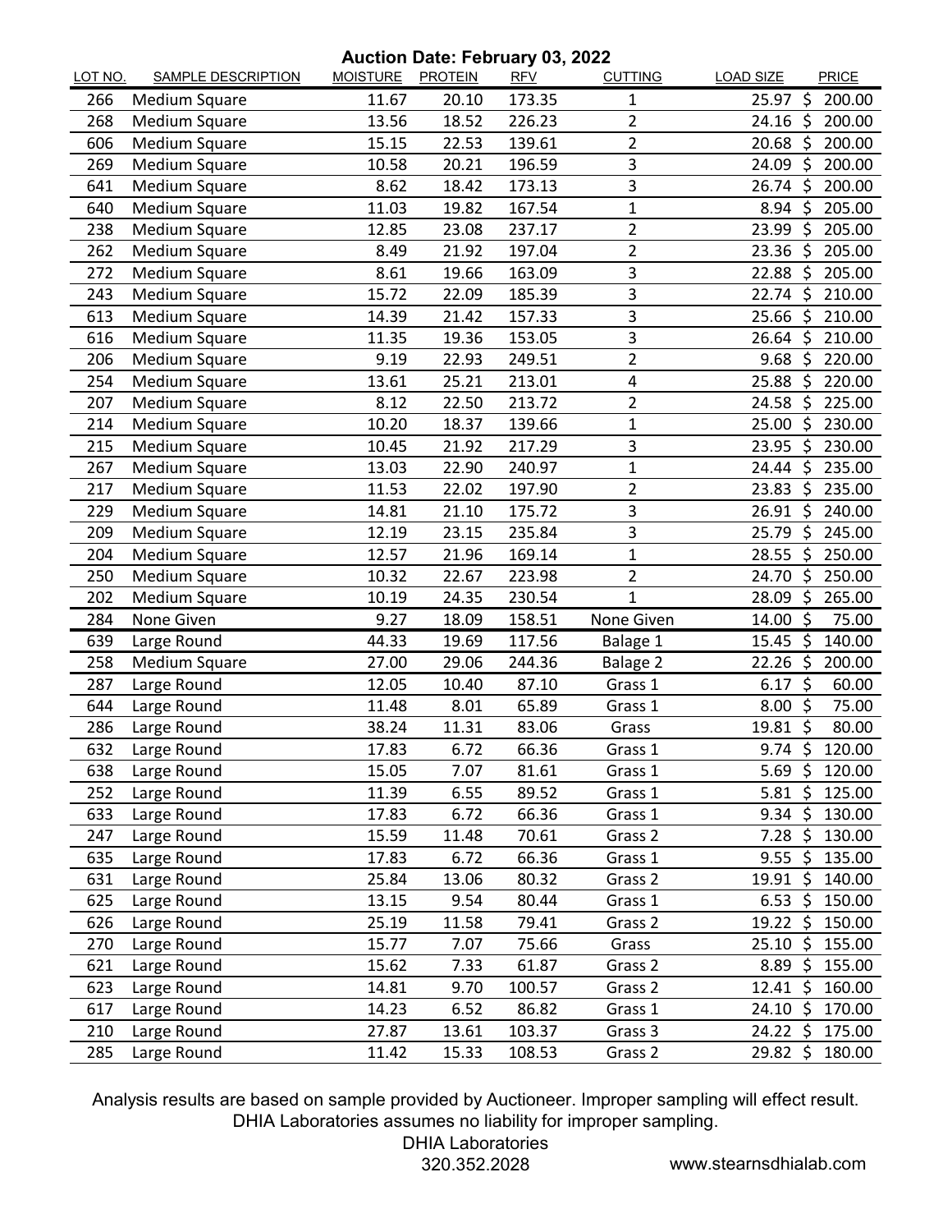## Auction Date: February 03, 2022

| LOT NO. | SAMPLE DESCRIPTION | MOISTURE | PROTEIN | RFV | CUTTING | LOAD SIZE | PRICE |
|---|---|---|---|---|---|---|---|
| 266 | Medium Square | 11.67 | 20.10 | 173.35 | 1 | 25.97 | $ 200.00 |
| 268 | Medium Square | 13.56 | 18.52 | 226.23 | 2 | 24.16 | $ 200.00 |
| 606 | Medium Square | 15.15 | 22.53 | 139.61 | 2 | 20.68 | $ 200.00 |
| 269 | Medium Square | 10.58 | 20.21 | 196.59 | 3 | 24.09 | $ 200.00 |
| 641 | Medium Square | 8.62 | 18.42 | 173.13 | 3 | 26.74 | $ 200.00 |
| 640 | Medium Square | 11.03 | 19.82 | 167.54 | 1 | 8.94 | $ 205.00 |
| 238 | Medium Square | 12.85 | 23.08 | 237.17 | 2 | 23.99 | $ 205.00 |
| 262 | Medium Square | 8.49 | 21.92 | 197.04 | 2 | 23.36 | $ 205.00 |
| 272 | Medium Square | 8.61 | 19.66 | 163.09 | 3 | 22.88 | $ 205.00 |
| 243 | Medium Square | 15.72 | 22.09 | 185.39 | 3 | 22.74 | $ 210.00 |
| 613 | Medium Square | 14.39 | 21.42 | 157.33 | 3 | 25.66 | $ 210.00 |
| 616 | Medium Square | 11.35 | 19.36 | 153.05 | 3 | 26.64 | $ 210.00 |
| 206 | Medium Square | 9.19 | 22.93 | 249.51 | 2 | 9.68 | $ 220.00 |
| 254 | Medium Square | 13.61 | 25.21 | 213.01 | 4 | 25.88 | $ 220.00 |
| 207 | Medium Square | 8.12 | 22.50 | 213.72 | 2 | 24.58 | $ 225.00 |
| 214 | Medium Square | 10.20 | 18.37 | 139.66 | 1 | 25.00 | $ 230.00 |
| 215 | Medium Square | 10.45 | 21.92 | 217.29 | 3 | 23.95 | $ 230.00 |
| 267 | Medium Square | 13.03 | 22.90 | 240.97 | 1 | 24.44 | $ 235.00 |
| 217 | Medium Square | 11.53 | 22.02 | 197.90 | 2 | 23.83 | $ 235.00 |
| 229 | Medium Square | 14.81 | 21.10 | 175.72 | 3 | 26.91 | $ 240.00 |
| 209 | Medium Square | 12.19 | 23.15 | 235.84 | 3 | 25.79 | $ 245.00 |
| 204 | Medium Square | 12.57 | 21.96 | 169.14 | 1 | 28.55 | $ 250.00 |
| 250 | Medium Square | 10.32 | 22.67 | 223.98 | 2 | 24.70 | $ 250.00 |
| 202 | Medium Square | 10.19 | 24.35 | 230.54 | 1 | 28.09 | $ 265.00 |
| 284 | None Given | 9.27 | 18.09 | 158.51 | None Given | 14.00 | $ 75.00 |
| 639 | Large Round | 44.33 | 19.69 | 117.56 | Balage 1 | 15.45 | $ 140.00 |
| 258 | Medium Square | 27.00 | 29.06 | 244.36 | Balage 2 | 22.26 | $ 200.00 |
| 287 | Large Round | 12.05 | 10.40 | 87.10 | Grass 1 | 6.17 | $ 60.00 |
| 644 | Large Round | 11.48 | 8.01 | 65.89 | Grass 1 | 8.00 | $ 75.00 |
| 286 | Large Round | 38.24 | 11.31 | 83.06 | Grass | 19.81 | $ 80.00 |
| 632 | Large Round | 17.83 | 6.72 | 66.36 | Grass 1 | 9.74 | $ 120.00 |
| 638 | Large Round | 15.05 | 7.07 | 81.61 | Grass 1 | 5.69 | $ 120.00 |
| 252 | Large Round | 11.39 | 6.55 | 89.52 | Grass 1 | 5.81 | $ 125.00 |
| 633 | Large Round | 17.83 | 6.72 | 66.36 | Grass 1 | 9.34 | $ 130.00 |
| 247 | Large Round | 15.59 | 11.48 | 70.61 | Grass 2 | 7.28 | $ 130.00 |
| 635 | Large Round | 17.83 | 6.72 | 66.36 | Grass 1 | 9.55 | $ 135.00 |
| 631 | Large Round | 25.84 | 13.06 | 80.32 | Grass 2 | 19.91 | $ 140.00 |
| 625 | Large Round | 13.15 | 9.54 | 80.44 | Grass 1 | 6.53 | $ 150.00 |
| 626 | Large Round | 25.19 | 11.58 | 79.41 | Grass 2 | 19.22 | $ 150.00 |
| 270 | Large Round | 15.77 | 7.07 | 75.66 | Grass | 25.10 | $ 155.00 |
| 621 | Large Round | 15.62 | 7.33 | 61.87 | Grass 2 | 8.89 | $ 155.00 |
| 623 | Large Round | 14.81 | 9.70 | 100.57 | Grass 2 | 12.41 | $ 160.00 |
| 617 | Large Round | 14.23 | 6.52 | 86.82 | Grass 1 | 24.10 | $ 170.00 |
| 210 | Large Round | 27.87 | 13.61 | 103.37 | Grass 3 | 24.22 | $ 175.00 |
| 285 | Large Round | 11.42 | 15.33 | 108.53 | Grass 2 | 29.82 | $ 180.00 |

Analysis results are based on sample provided by Auctioneer. Improper sampling will effect result. DHIA Laboratories assumes no liability for improper sampling.

DHIA Laboratories
320.352.2028

www.stearnsdhialab.com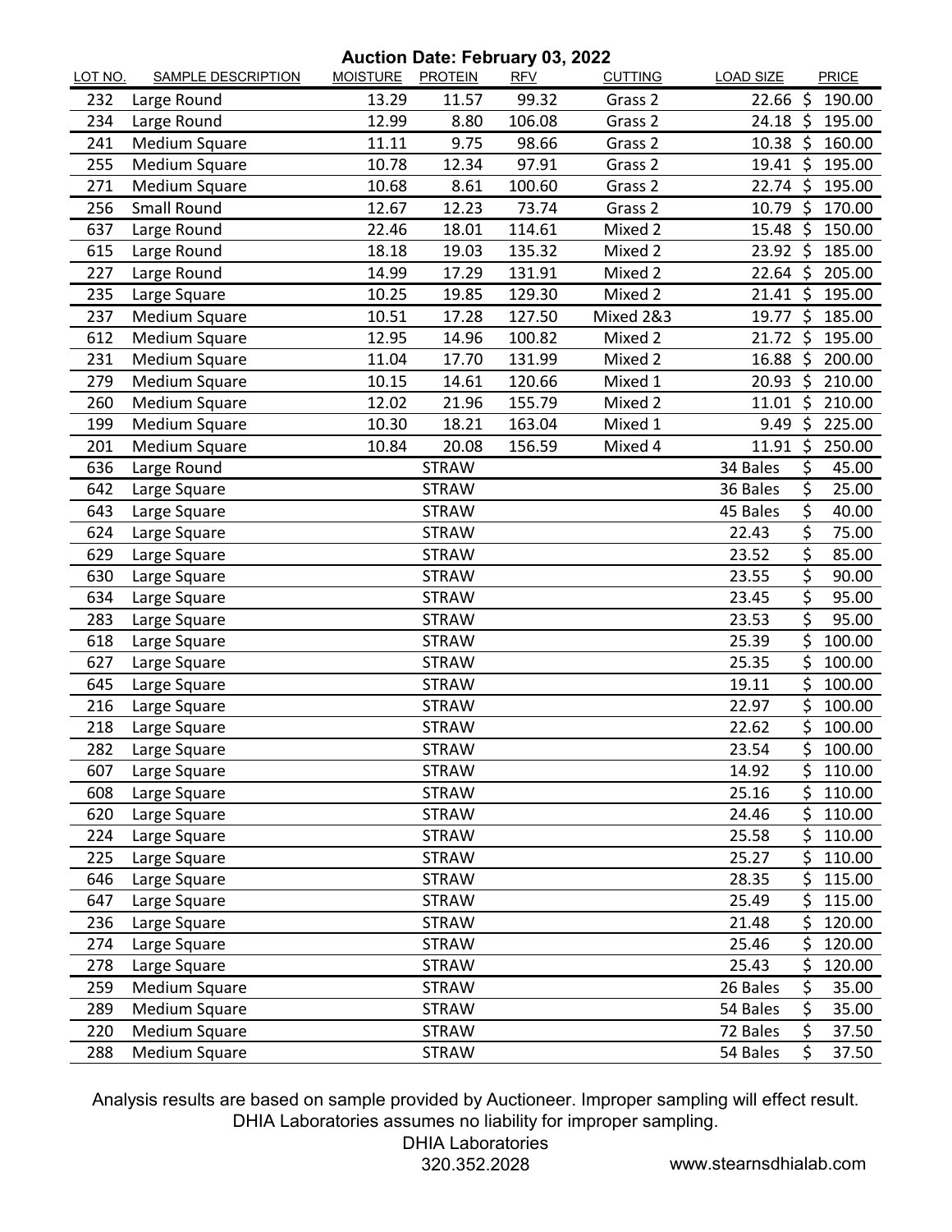**Auction Date: February 03, 2022**

| LOT NO. | SAMPLE DESCRIPTION | MOISTURE | PROTEIN | RFV | CUTTING | LOAD SIZE | PRICE |
|---|---|---|---|---|---|---|---|
| 232 | Large Round | 13.29 | 11.57 | 99.32 | Grass 2 | 22.66 | $ 190.00 |
| 234 | Large Round | 12.99 | 8.80 | 106.08 | Grass 2 | 24.18 | $ 195.00 |
| 241 | Medium Square | 11.11 | 9.75 | 98.66 | Grass 2 | 10.38 | $ 160.00 |
| 255 | Medium Square | 10.78 | 12.34 | 97.91 | Grass 2 | 19.41 | $ 195.00 |
| 271 | Medium Square | 10.68 | 8.61 | 100.60 | Grass 2 | 22.74 | $ 195.00 |
| 256 | Small Round | 12.67 | 12.23 | 73.74 | Grass 2 | 10.79 | $ 170.00 |
| 637 | Large Round | 22.46 | 18.01 | 114.61 | Mixed 2 | 15.48 | $ 150.00 |
| 615 | Large Round | 18.18 | 19.03 | 135.32 | Mixed 2 | 23.92 | $ 185.00 |
| 227 | Large Round | 14.99 | 17.29 | 131.91 | Mixed 2 | 22.64 | $ 205.00 |
| 235 | Large Square | 10.25 | 19.85 | 129.30 | Mixed 2 | 21.41 | $ 195.00 |
| 237 | Medium Square | 10.51 | 17.28 | 127.50 | Mixed 2&3 | 19.77 | $ 185.00 |
| 612 | Medium Square | 12.95 | 14.96 | 100.82 | Mixed 2 | 21.72 | $ 195.00 |
| 231 | Medium Square | 11.04 | 17.70 | 131.99 | Mixed 2 | 16.88 | $ 200.00 |
| 279 | Medium Square | 10.15 | 14.61 | 120.66 | Mixed 1 | 20.93 | $ 210.00 |
| 260 | Medium Square | 12.02 | 21.96 | 155.79 | Mixed 2 | 11.01 | $ 210.00 |
| 199 | Medium Square | 10.30 | 18.21 | 163.04 | Mixed 1 | 9.49 | $ 225.00 |
| 201 | Medium Square | 10.84 | 20.08 | 156.59 | Mixed 4 | 11.91 | $ 250.00 |
| 636 | Large Round | | STRAW | | | 34 Bales | $ 45.00 |
| 642 | Large Square | | STRAW | | | 36 Bales | $ 25.00 |
| 643 | Large Square | | STRAW | | | 45 Bales | $ 40.00 |
| 624 | Large Square | | STRAW | | | 22.43 | $ 75.00 |
| 629 | Large Square | | STRAW | | | 23.52 | $ 85.00 |
| 630 | Large Square | | STRAW | | | 23.55 | $ 90.00 |
| 634 | Large Square | | STRAW | | | 23.45 | $ 95.00 |
| 283 | Large Square | | STRAW | | | 23.53 | $ 95.00 |
| 618 | Large Square | | STRAW | | | 25.39 | $ 100.00 |
| 627 | Large Square | | STRAW | | | 25.35 | $ 100.00 |
| 645 | Large Square | | STRAW | | | 19.11 | $ 100.00 |
| 216 | Large Square | | STRAW | | | 22.97 | $ 100.00 |
| 218 | Large Square | | STRAW | | | 22.62 | $ 100.00 |
| 282 | Large Square | | STRAW | | | 23.54 | $ 100.00 |
| 607 | Large Square | | STRAW | | | 14.92 | $ 110.00 |
| 608 | Large Square | | STRAW | | | 25.16 | $ 110.00 |
| 620 | Large Square | | STRAW | | | 24.46 | $ 110.00 |
| 224 | Large Square | | STRAW | | | 25.58 | $ 110.00 |
| 225 | Large Square | | STRAW | | | 25.27 | $ 110.00 |
| 646 | Large Square | | STRAW | | | 28.35 | $ 115.00 |
| 647 | Large Square | | STRAW | | | 25.49 | $ 115.00 |
| 236 | Large Square | | STRAW | | | 21.48 | $ 120.00 |
| 274 | Large Square | | STRAW | | | 25.46 | $ 120.00 |
| 278 | Large Square | | STRAW | | | 25.43 | $ 120.00 |
| 259 | Medium Square | | STRAW | | | 26 Bales | $ 35.00 |
| 289 | Medium Square | | STRAW | | | 54 Bales | $ 35.00 |
| 220 | Medium Square | | STRAW | | | 72 Bales | $ 37.50 |
| 288 | Medium Square | | STRAW | | | 54 Bales | $ 37.50 |

Analysis results are based on sample provided by Auctioneer. Improper sampling will effect result. DHIA Laboratories assumes no liability for improper sampling.

DHIA Laboratories
320.352.2028

www.stearnsdhialab.com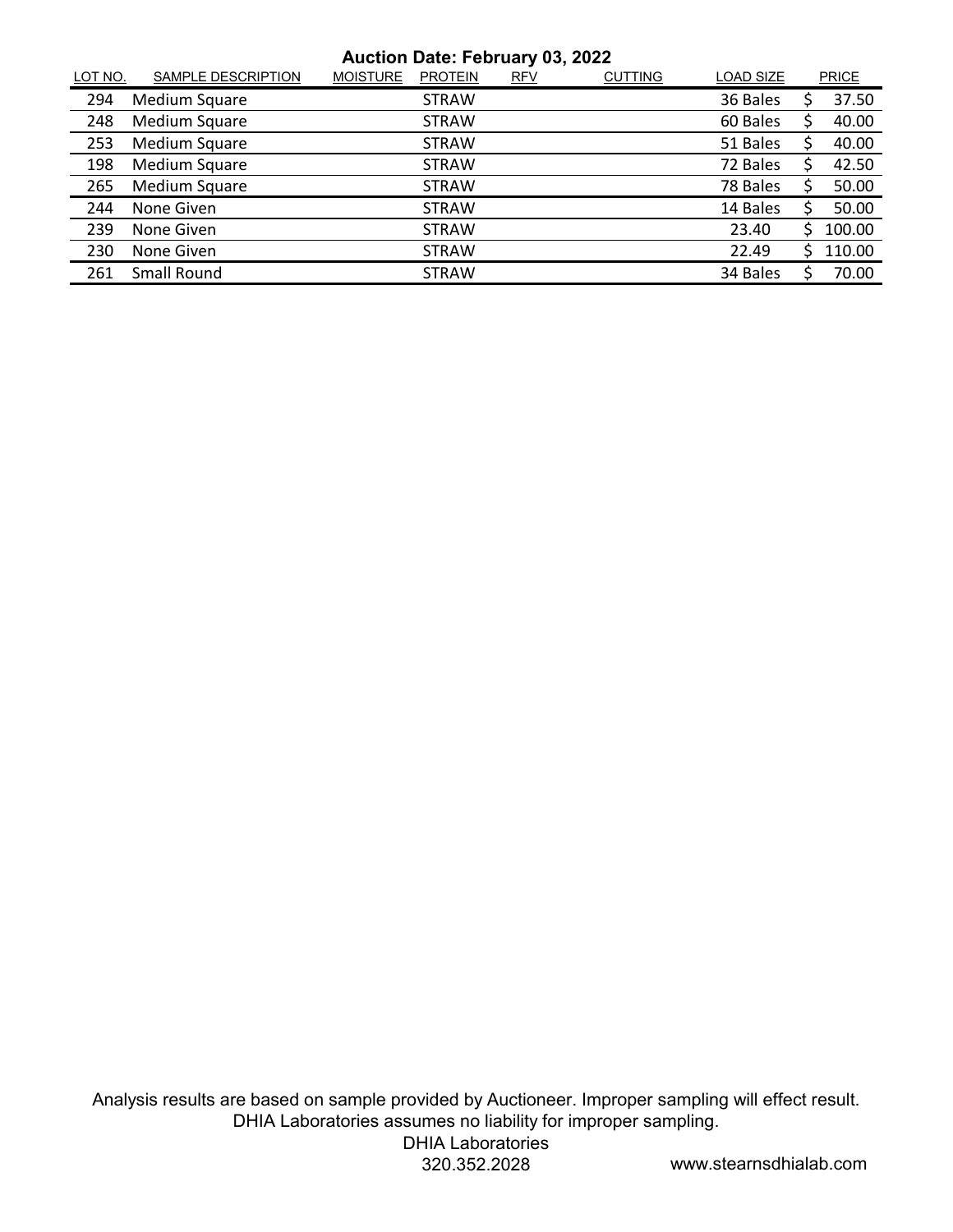## Auction Date: February 03, 2022

| LOT NO. | SAMPLE DESCRIPTION | MOISTURE | PROTEIN | RFV | CUTTING | LOAD SIZE | PRICE |
|---|---|---|---|---|---|---|---|
| 294 | Medium Square | | STRAW | | | 36 Bales | $ 37.50 |
| 248 | Medium Square | | STRAW | | | 60 Bales | $ 40.00 |
| 253 | Medium Square | | STRAW | | | 51 Bales | $ 40.00 |
| 198 | Medium Square | | STRAW | | | 72 Bales | $ 42.50 |
| 265 | Medium Square | | STRAW | | | 78 Bales | $ 50.00 |
| 244 | None Given | | STRAW | | | 14 Bales | $ 50.00 |
| 239 | None Given | | STRAW | | | 23.40 | $ 100.00 |
| 230 | None Given | | STRAW | | | 22.49 | $ 110.00 |
| 261 | Small Round | | STRAW | | | 34 Bales | $ 70.00 |

Analysis results are based on sample provided by Auctioneer. Improper sampling will effect result. DHIA Laboratories assumes no liability for improper sampling.

DHIA Laboratories
320.352.2028

www.stearnsdhialab.com